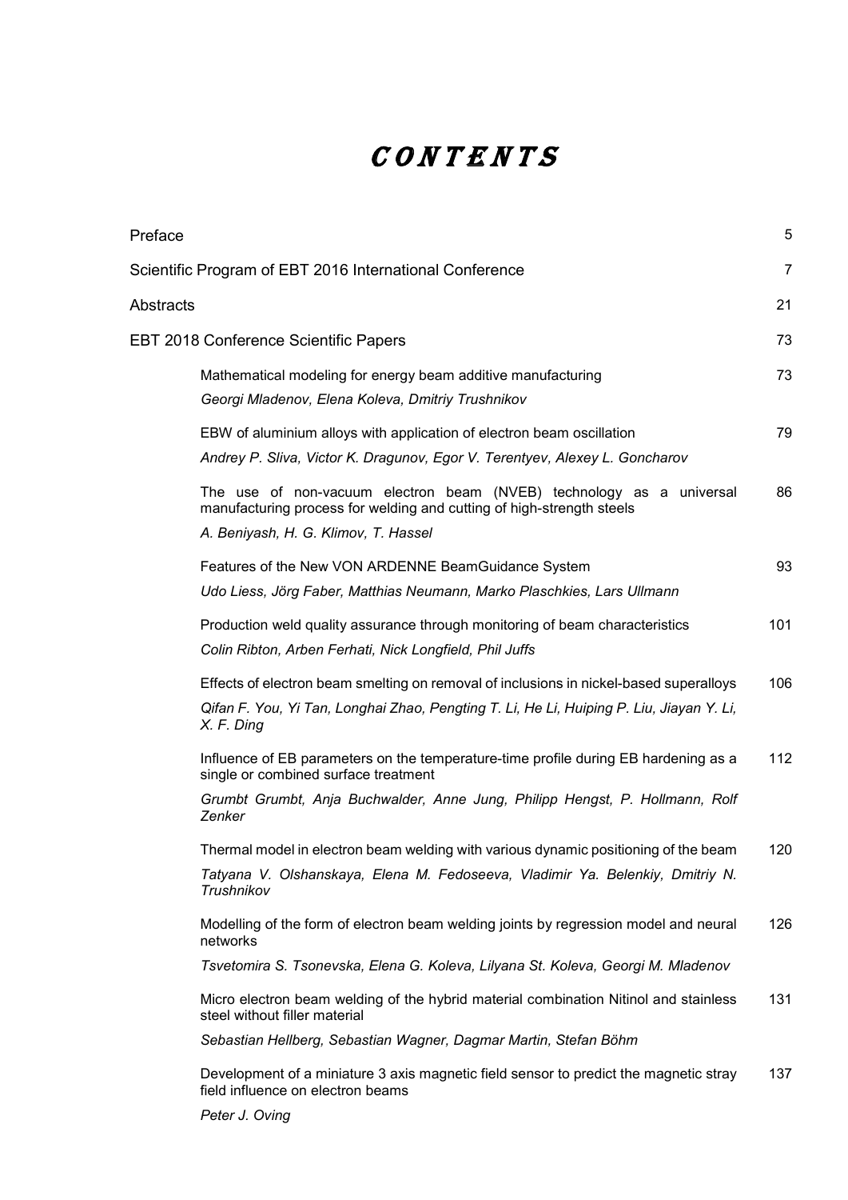# CONTENTS

| | |
|---|---|
| Preface | 5 |
| Scientific Program of EBT 2016 International Conference | 7 |
| Abstracts | 21 |
| EBT 2018 Conference Scientific Papers | 73 |
| Mathematical modeling for energy beam additive manufacturing<br>*Georgi Mladenov, Elena Koleva, Dmitriy Trushnikov* | 73 |
| EBW of aluminium alloys with application of electron beam oscillation<br>*Andrey P. Sliva, Victor K. Dragunov, Egor V. Terentyev, Alexey L. Goncharov* | 79 |
| The use of non-vacuum electron beam (NVEB) technology as a universal manufacturing process for welding and cutting of high-strength steels<br>*A. Beniyash, H. G. Klimov, T. Hassel* | 86 |
| Features of the New VON ARDENNE BeamGuidance System<br>*Udo Liess, Jörg Faber, Matthias Neumann, Marko Plaschkies, Lars Ullmann* | 93 |
| Production weld quality assurance through monitoring of beam characteristics<br>*Colin Ribton, Arben Ferhati, Nick Longfield, Phil Juffs* | 101 |
| Effects of electron beam smelting on removal of inclusions in nickel-based superalloys<br>*Qifan F. You, Yi Tan, Longhai Zhao, Pengting T. Li, He Li, Huiping P. Liu, Jiayan Y. Li, X. F. Ding* | 106 |
| Influence of EB parameters on the temperature-time profile during EB hardening as a single or combined surface treatment<br>*Grumbt Grumbt, Anja Buchwalder, Anne Jung, Philipp Hengst, P. Hollmann, Rolf Zenker* | 112 |
| Thermal model in electron beam welding with various dynamic positioning of the beam<br>*Tatyana V. Olshanskaya, Elena M. Fedoseeva, Vladimir Ya. Belenkiy, Dmitriy N. Trushnikov* | 120 |
| Modelling of the form of electron beam welding joints by regression model and neural networks<br>*Tsvetomira S. Tsonevska, Elena G. Koleva, Lilyana St. Koleva, Georgi M. Mladenov* | 126 |
| Micro electron beam welding of the hybrid material combination Nitinol and stainless steel without filler material<br>*Sebastian Hellberg, Sebastian Wagner, Dagmar Martin, Stefan Böhm* | 131 |
| Development of a miniature 3 axis magnetic field sensor to predict the magnetic stray field influence on electron beams<br>*Peter J. Oving* | 137 |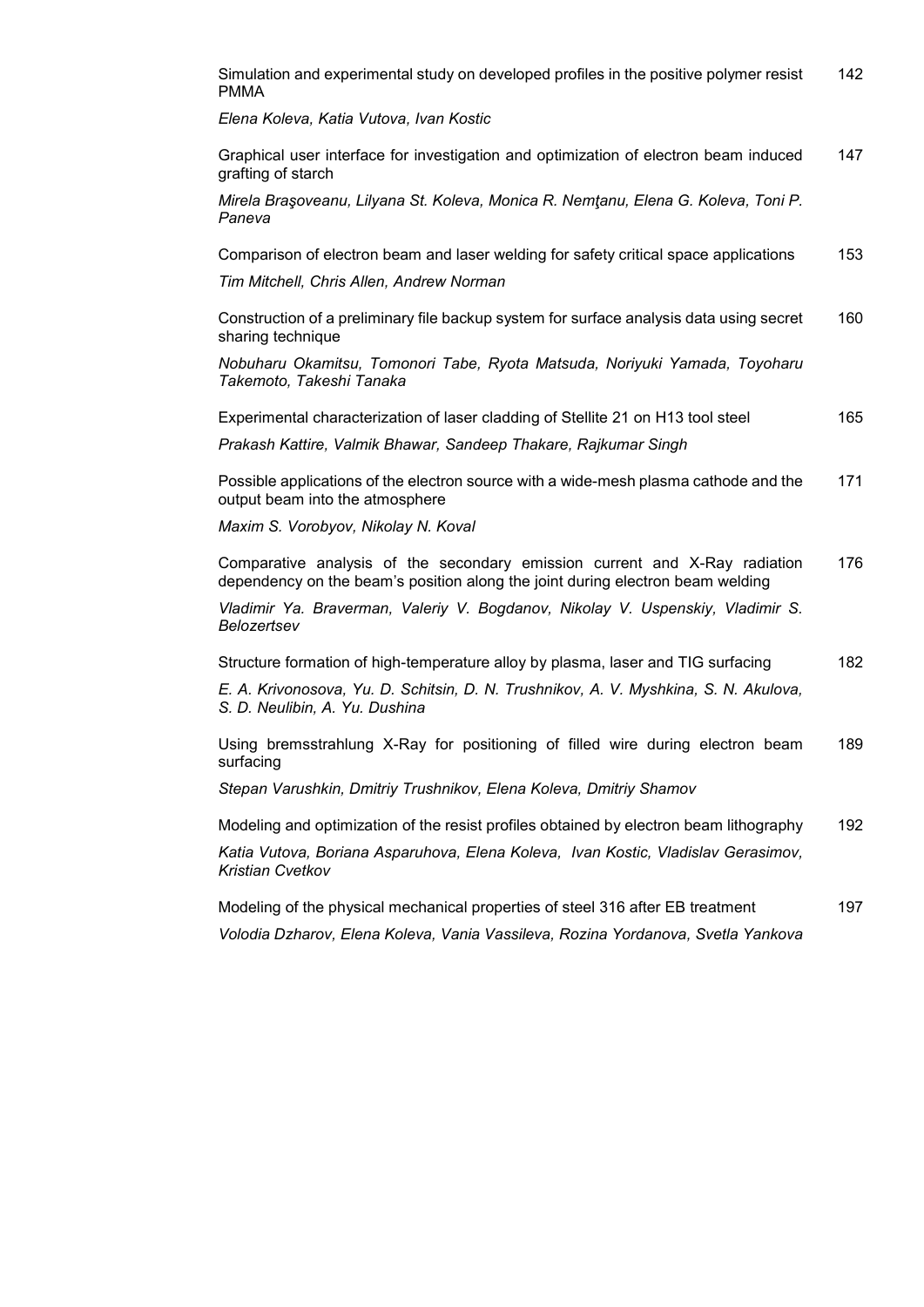Simulation and experimental study on developed profiles in the positive polymer resist PMMA 142

*Elena Koleva, Katia Vutova, Ivan Kostic*

Graphical user interface for investigation and optimization of electron beam induced grafting of starch 147

*Mirela Braşoveanu, Lilyana St. Koleva, Monica R. Nemţanu, Elena G. Koleva, Toni P. Paneva*

Comparison of electron beam and laser welding for safety critical space applications 153

*Tim Mitchell, Chris Allen, Andrew Norman*

Construction of a preliminary file backup system for surface analysis data using secret sharing technique 160

*Nobuharu Okamitsu, Tomonori Tabe, Ryota Matsuda, Noriyuki Yamada, Toyoharu Takemoto, Takeshi Tanaka*

Experimental characterization of laser cladding of Stellite 21 on H13 tool steel 165

*Prakash Kattire, Valmik Bhawar, Sandeep Thakare, Rajkumar Singh*

Possible applications of the electron source with a wide-mesh plasma cathode and the output beam into the atmosphere 171

*Maxim S. Vorobyov, Nikolay N. Koval*

Comparative analysis of the secondary emission current and X-Ray radiation dependency on the beam's position along the joint during electron beam welding 176

*Vladimir Ya. Braverman, Valeriy V. Bogdanov, Nikolay V. Uspenskiy, Vladimir S. Belozertsev*

Structure formation of high-temperature alloy by plasma, laser and TIG surfacing 182

*E. A. Krivonosova, Yu. D. Schitsin, D. N. Trushnikov, A. V. Myshkina, S. N. Akulova, S. D. Neulibin, A. Yu. Dushina*

Using bremsstrahlung X-Ray for positioning of filled wire during electron beam surfacing 189

*Stepan Varushkin, Dmitriy Trushnikov, Elena Koleva, Dmitriy Shamov*

Modeling and optimization of the resist profiles obtained by electron beam lithography 192

*Katia Vutova, Boriana Asparuhova, Elena Koleva, Ivan Kostic, Vladislav Gerasimov, Kristian Cvetkov*

Modeling of the physical mechanical properties of steel 316 after EB treatment 197

*Volodia Dzharov, Elena Koleva, Vania Vassileva, Rozina Yordanova, Svetla Yankova*